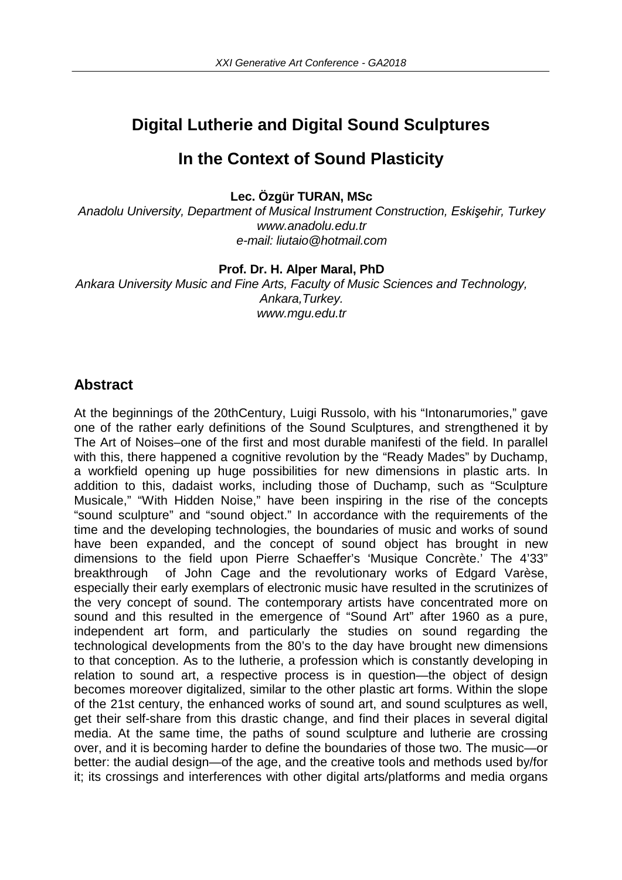# Digital Lutherie and Digital Sound Sculptures

# In the Context of Sound Plasticity

**Lec. Özgür TURAN, MSc**

*Anadolu University, Department of Musical Instrument Construction, Eskişehir, Turkey*
*www.anadolu.edu.tr*
*e-mail: liutaio@hotmail.com*

**Prof. Dr. H. Alper Maral, PhD**

*Ankara University Music and Fine Arts, Faculty of Music Sciences and Technology, Ankara,Turkey.*
*www.mgu.edu.tr*

## Abstract

At the beginnings of the 20thCentury, Luigi Russolo, with his "Intonarumories," gave one of the rather early definitions of the Sound Sculptures, and strengthened it by The Art of Noises–one of the first and most durable manifesti of the field. In parallel with this, there happened a cognitive revolution by the "Ready Mades" by Duchamp, a workfield opening up huge possibilities for new dimensions in plastic arts. In addition to this, dadaist works, including those of Duchamp, such as "Sculpture Musicale," "With Hidden Noise," have been inspiring in the rise of the concepts "sound sculpture" and "sound object." In accordance with the requirements of the time and the developing technologies, the boundaries of music and works of sound have been expanded, and the concept of sound object has brought in new dimensions to the field upon Pierre Schaeffer's 'Musique Concrète.' The 4'33" breakthrough of John Cage and the revolutionary works of Edgard Varèse, especially their early exemplars of electronic music have resulted in the scrutinizes of the very concept of sound. The contemporary artists have concentrated more on sound and this resulted in the emergence of "Sound Art" after 1960 as a pure, independent art form, and particularly the studies on sound regarding the technological developments from the 80's to the day have brought new dimensions to that conception. As to the lutherie, a profession which is constantly developing in relation to sound art, a respective process is in question—the object of design becomes moreover digitalized, similar to the other plastic art forms. Within the slope of the 21st century, the enhanced works of sound art, and sound sculptures as well, get their self-share from this drastic change, and find their places in several digital media. At the same time, the paths of sound sculpture and lutherie are crossing over, and it is becoming harder to define the boundaries of those two. The music—or better: the audial design—of the age, and the creative tools and methods used by/for it; its crossings and interferences with other digital arts/platforms and media organs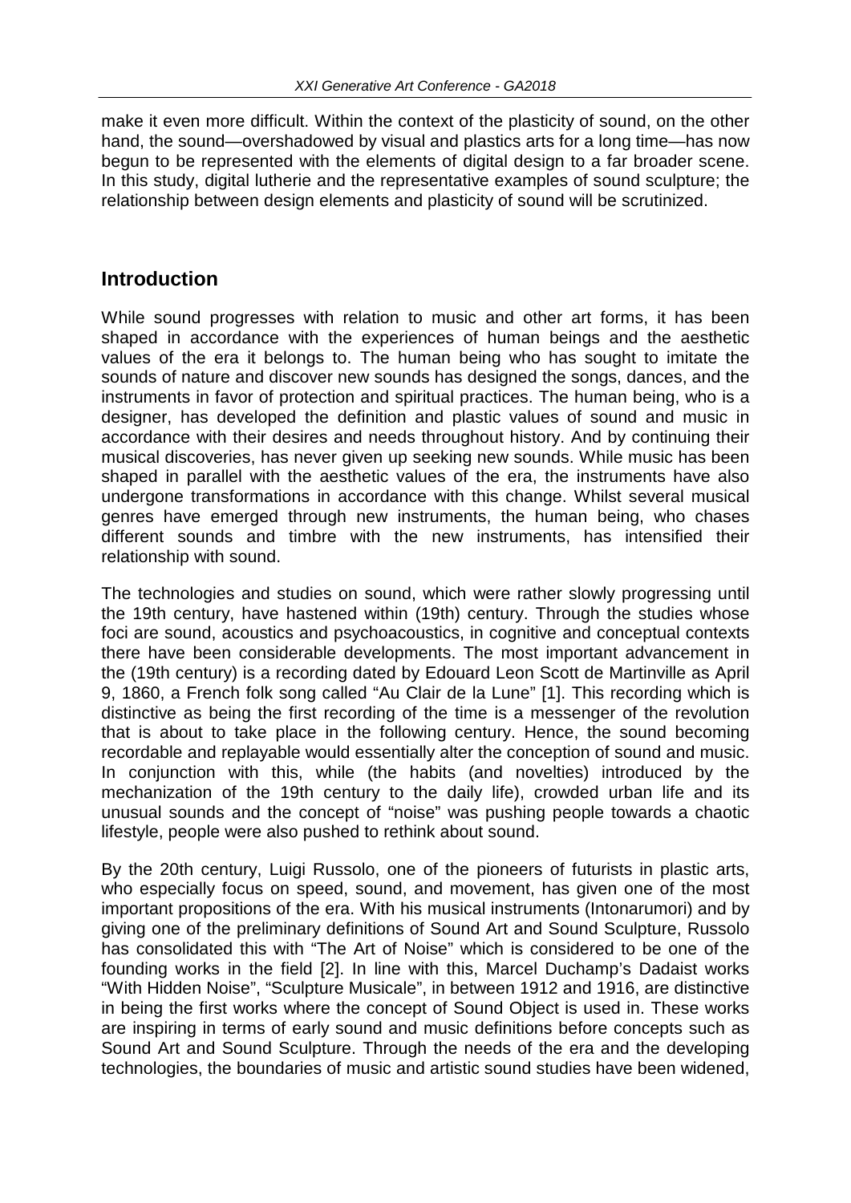make it even more difficult. Within the context of the plasticity of sound, on the other hand, the sound—overshadowed by visual and plastics arts for a long time—has now begun to be represented with the elements of digital design to a far broader scene. In this study, digital lutherie and the representative examples of sound sculpture; the relationship between design elements and plasticity of sound will be scrutinized.

## Introduction

While sound progresses with relation to music and other art forms, it has been shaped in accordance with the experiences of human beings and the aesthetic values of the era it belongs to. The human being who has sought to imitate the sounds of nature and discover new sounds has designed the songs, dances, and the instruments in favor of protection and spiritual practices. The human being, who is a designer, has developed the definition and plastic values of sound and music in accordance with their desires and needs throughout history. And by continuing their musical discoveries, has never given up seeking new sounds. While music has been shaped in parallel with the aesthetic values of the era, the instruments have also undergone transformations in accordance with this change. Whilst several musical genres have emerged through new instruments, the human being, who chases different sounds and timbre with the new instruments, has intensified their relationship with sound.

The technologies and studies on sound, which were rather slowly progressing until the 19th century, have hastened within (19th) century. Through the studies whose foci are sound, acoustics and psychoacoustics, in cognitive and conceptual contexts there have been considerable developments. The most important advancement in the (19th century) is a recording dated by Edouard Leon Scott de Martinville as April 9, 1860, a French folk song called “Au Clair de la Lune” [1]. This recording which is distinctive as being the first recording of the time is a messenger of the revolution that is about to take place in the following century. Hence, the sound becoming recordable and replayable would essentially alter the conception of sound and music. In conjunction with this, while (the habits (and novelties) introduced by the mechanization of the 19th century to the daily life), crowded urban life and its unusual sounds and the concept of “noise” was pushing people towards a chaotic lifestyle, people were also pushed to rethink about sound.

By the 20th century, Luigi Russolo, one of the pioneers of futurists in plastic arts, who especially focus on speed, sound, and movement, has given one of the most important propositions of the era. With his musical instruments (Intonarumori) and by giving one of the preliminary definitions of Sound Art and Sound Sculpture, Russolo has consolidated this with “The Art of Noise” which is considered to be one of the founding works in the field [2]. In line with this, Marcel Duchamp’s Dadaist works “With Hidden Noise”, “Sculpture Musicale”, in between 1912 and 1916, are distinctive in being the first works where the concept of Sound Object is used in. These works are inspiring in terms of early sound and music definitions before concepts such as Sound Art and Sound Sculpture. Through the needs of the era and the developing technologies, the boundaries of music and artistic sound studies have been widened,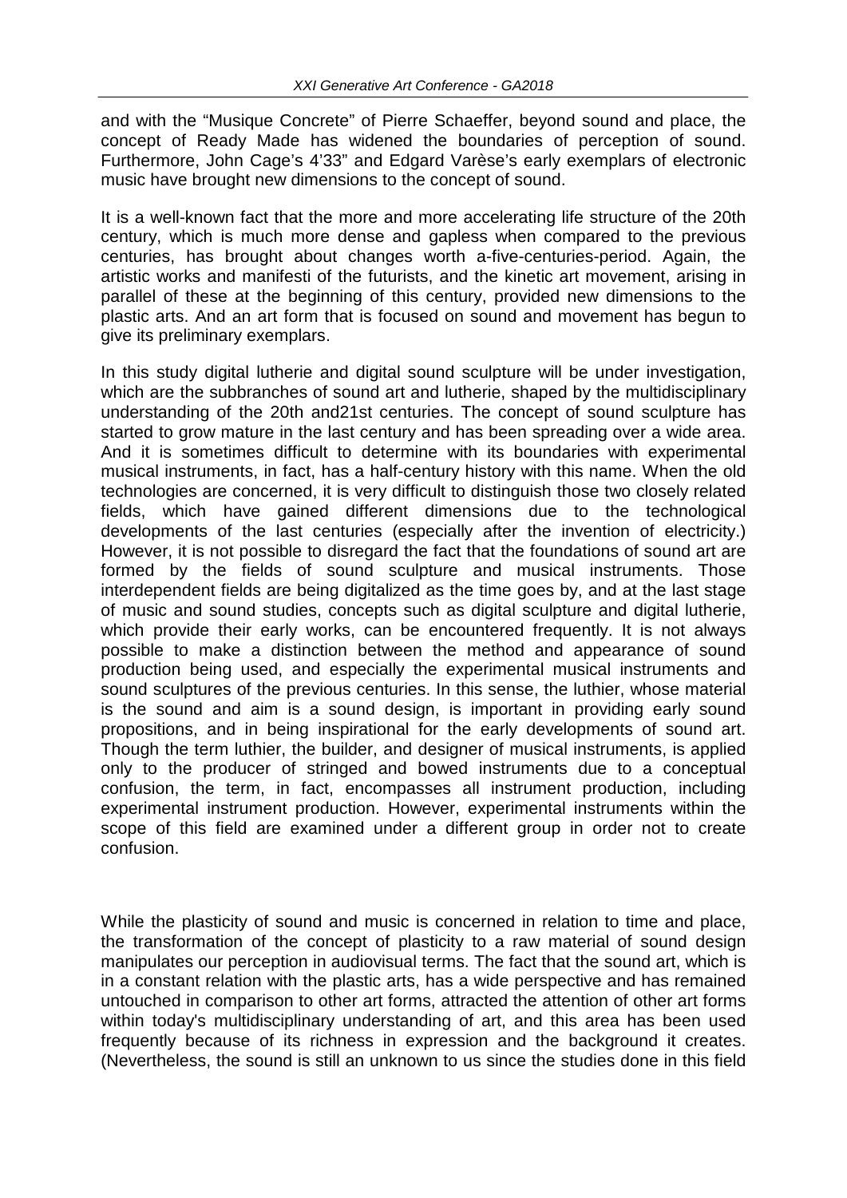and with the "Musique Concrete" of Pierre Schaeffer, beyond sound and place, the concept of Ready Made has widened the boundaries of perception of sound. Furthermore, John Cage's 4'33" and Edgard Varèse's early exemplars of electronic music have brought new dimensions to the concept of sound.

It is a well-known fact that the more and more accelerating life structure of the 20th century, which is much more dense and gapless when compared to the previous centuries, has brought about changes worth a-five-centuries-period. Again, the artistic works and manifesti of the futurists, and the kinetic art movement, arising in parallel of these at the beginning of this century, provided new dimensions to the plastic arts. And an art form that is focused on sound and movement has begun to give its preliminary exemplars.

In this study digital lutherie and digital sound sculpture will be under investigation, which are the subbranches of sound art and lutherie, shaped by the multidisciplinary understanding of the 20th and21st centuries. The concept of sound sculpture has started to grow mature in the last century and has been spreading over a wide area. And it is sometimes difficult to determine with its boundaries with experimental musical instruments, in fact, has a half-century history with this name. When the old technologies are concerned, it is very difficult to distinguish those two closely related fields, which have gained different dimensions due to the technological developments of the last centuries (especially after the invention of electricity.) However, it is not possible to disregard the fact that the foundations of sound art are formed by the fields of sound sculpture and musical instruments. Those interdependent fields are being digitalized as the time goes by, and at the last stage of music and sound studies, concepts such as digital sculpture and digital lutherie, which provide their early works, can be encountered frequently. It is not always possible to make a distinction between the method and appearance of sound production being used, and especially the experimental musical instruments and sound sculptures of the previous centuries. In this sense, the luthier, whose material is the sound and aim is a sound design, is important in providing early sound propositions, and in being inspirational for the early developments of sound art. Though the term luthier, the builder, and designer of musical instruments, is applied only to the producer of stringed and bowed instruments due to a conceptual confusion, the term, in fact, encompasses all instrument production, including experimental instrument production. However, experimental instruments within the scope of this field are examined under a different group in order not to create confusion.

While the plasticity of sound and music is concerned in relation to time and place, the transformation of the concept of plasticity to a raw material of sound design manipulates our perception in audiovisual terms. The fact that the sound art, which is in a constant relation with the plastic arts, has a wide perspective and has remained untouched in comparison to other art forms, attracted the attention of other art forms within today's multidisciplinary understanding of art, and this area has been used frequently because of its richness in expression and the background it creates. (Nevertheless, the sound is still an unknown to us since the studies done in this field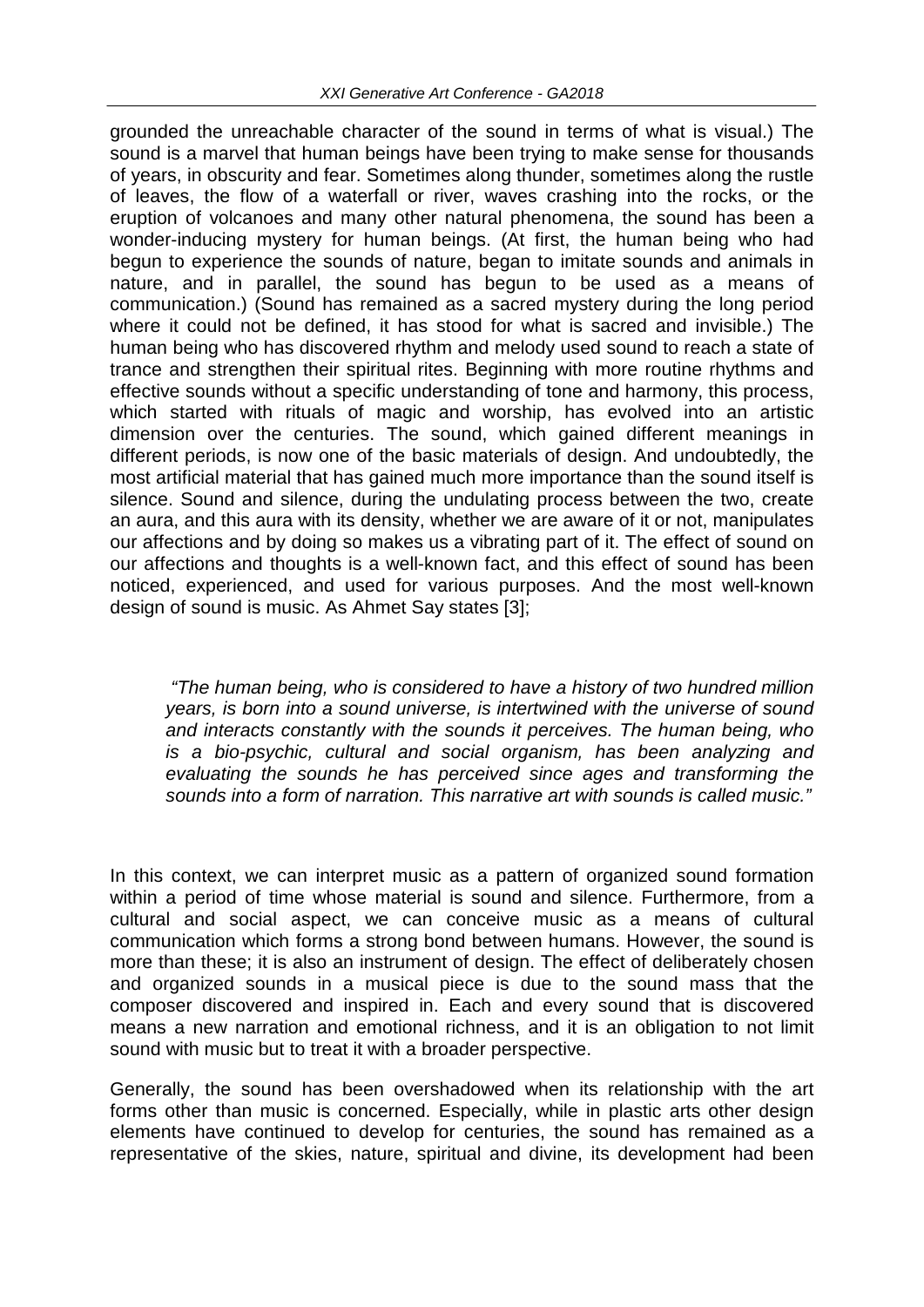grounded the unreachable character of the sound in terms of what is visual.) The sound is a marvel that human beings have been trying to make sense for thousands of years, in obscurity and fear. Sometimes along thunder, sometimes along the rustle of leaves, the flow of a waterfall or river, waves crashing into the rocks, or the eruption of volcanoes and many other natural phenomena, the sound has been a wonder-inducing mystery for human beings. (At first, the human being who had begun to experience the sounds of nature, began to imitate sounds and animals in nature, and in parallel, the sound has begun to be used as a means of communication.) (Sound has remained as a sacred mystery during the long period where it could not be defined, it has stood for what is sacred and invisible.) The human being who has discovered rhythm and melody used sound to reach a state of trance and strengthen their spiritual rites. Beginning with more routine rhythms and effective sounds without a specific understanding of tone and harmony, this process, which started with rituals of magic and worship, has evolved into an artistic dimension over the centuries. The sound, which gained different meanings in different periods, is now one of the basic materials of design. And undoubtedly, the most artificial material that has gained much more importance than the sound itself is silence. Sound and silence, during the undulating process between the two, create an aura, and this aura with its density, whether we are aware of it or not, manipulates our affections and by doing so makes us a vibrating part of it. The effect of sound on our affections and thoughts is a well-known fact, and this effect of sound has been noticed, experienced, and used for various purposes. And the most well-known design of sound is music. As Ahmet Say states [3];

> *"The human being, who is considered to have a history of two hundred million years, is born into a sound universe, is intertwined with the universe of sound and interacts constantly with the sounds it perceives. The human being, who is a bio-psychic, cultural and social organism, has been analyzing and evaluating the sounds he has perceived since ages and transforming the sounds into a form of narration. This narrative art with sounds is called music."*

In this context, we can interpret music as a pattern of organized sound formation within a period of time whose material is sound and silence. Furthermore, from a cultural and social aspect, we can conceive music as a means of cultural communication which forms a strong bond between humans. However, the sound is more than these; it is also an instrument of design. The effect of deliberately chosen and organized sounds in a musical piece is due to the sound mass that the composer discovered and inspired in. Each and every sound that is discovered means a new narration and emotional richness, and it is an obligation to not limit sound with music but to treat it with a broader perspective.

Generally, the sound has been overshadowed when its relationship with the art forms other than music is concerned. Especially, while in plastic arts other design elements have continued to develop for centuries, the sound has remained as a representative of the skies, nature, spiritual and divine, its development had been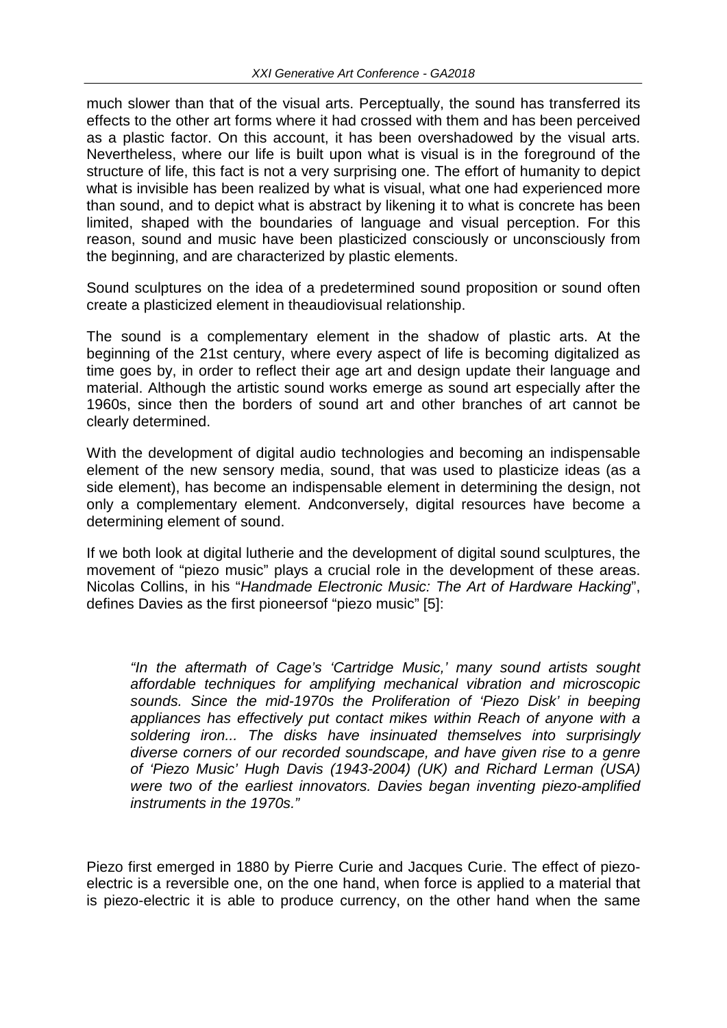much slower than that of the visual arts. Perceptually, the sound has transferred its effects to the other art forms where it had crossed with them and has been perceived as a plastic factor. On this account, it has been overshadowed by the visual arts. Nevertheless, where our life is built upon what is visual is in the foreground of the structure of life, this fact is not a very surprising one. The effort of humanity to depict what is invisible has been realized by what is visual, what one had experienced more than sound, and to depict what is abstract by likening it to what is concrete has been limited, shaped with the boundaries of language and visual perception. For this reason, sound and music have been plasticized consciously or unconsciously from the beginning, and are characterized by plastic elements.

Sound sculptures on the idea of a predetermined sound proposition or sound often create a plasticized element in theaudiovisual relationship.

The sound is a complementary element in the shadow of plastic arts. At the beginning of the 21st century, where every aspect of life is becoming digitalized as time goes by, in order to reflect their age art and design update their language and material. Although the artistic sound works emerge as sound art especially after the 1960s, since then the borders of sound art and other branches of art cannot be clearly determined.

With the development of digital audio technologies and becoming an indispensable element of the new sensory media, sound, that was used to plasticize ideas (as a side element), has become an indispensable element in determining the design, not only a complementary element. Andconversely, digital resources have become a determining element of sound.

If we both look at digital lutherie and the development of digital sound sculptures, the movement of "piezo music" plays a crucial role in the development of these areas. Nicolas Collins, in his "*Handmade Electronic Music: The Art of Hardware Hacking*", defines Davies as the first pioneersof "piezo music" [5]:

> *"In the aftermath of Cage's 'Cartridge Music,' many sound artists sought affordable techniques for amplifying mechanical vibration and microscopic sounds. Since the mid-1970s the Proliferation of 'Piezo Disk' in beeping appliances has effectively put contact mikes within Reach of anyone with a soldering iron... The disks have insinuated themselves into surprisingly diverse corners of our recorded soundscape, and have given rise to a genre of 'Piezo Music' Hugh Davis (1943-2004) (UK) and Richard Lerman (USA) were two of the earliest innovators. Davies began inventing piezo-amplified instruments in the 1970s."*

Piezo first emerged in 1880 by Pierre Curie and Jacques Curie. The effect of piezo-electric is a reversible one, on the one hand, when force is applied to a material that is piezo-electric it is able to produce currency, on the other hand when the same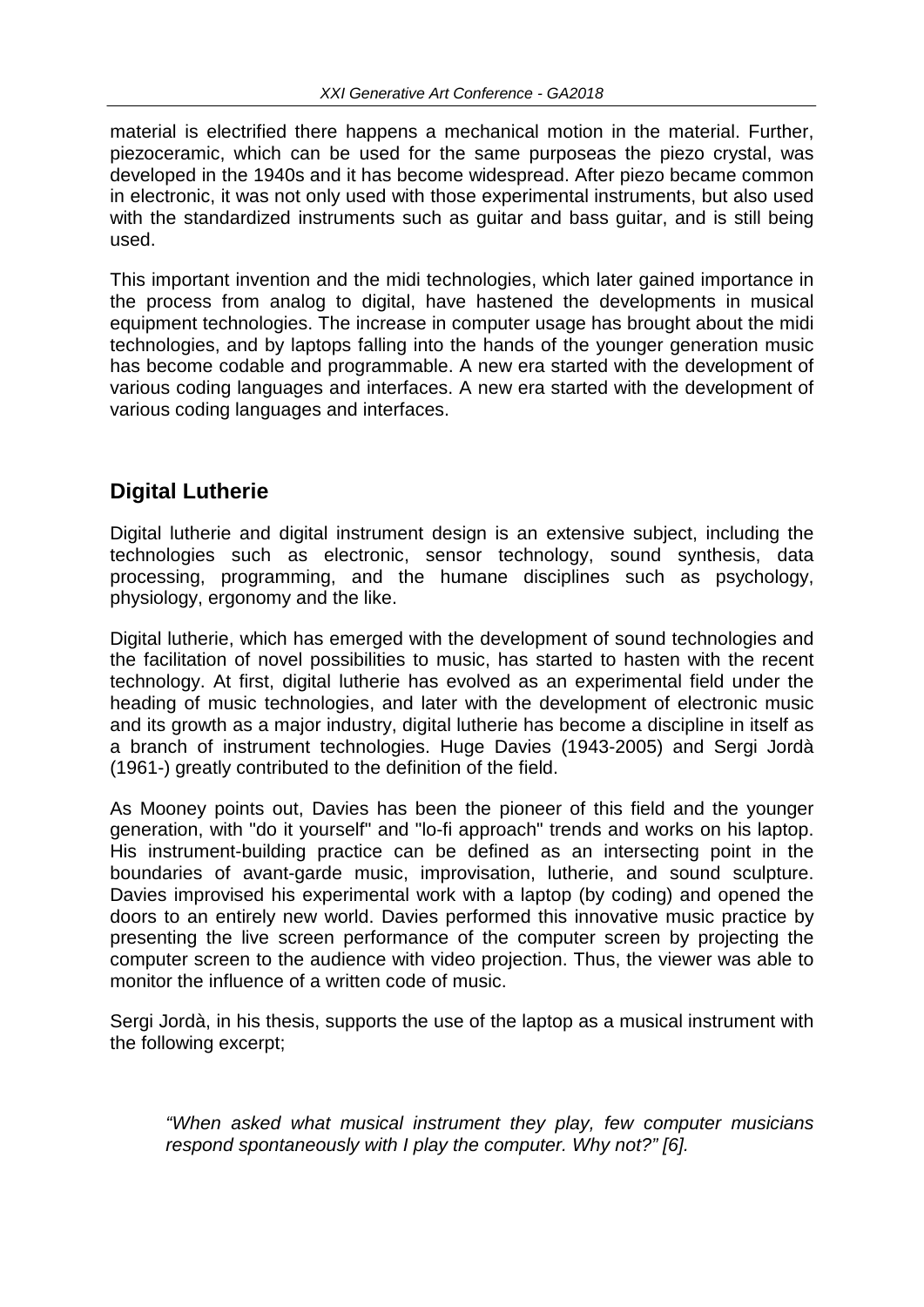material is electrified there happens a mechanical motion in the material. Further, piezoceramic, which can be used for the same purposeas the piezo crystal, was developed in the 1940s and it has become widespread. After piezo became common in electronic, it was not only used with those experimental instruments, but also used with the standardized instruments such as guitar and bass guitar, and is still being used.

This important invention and the midi technologies, which later gained importance in the process from analog to digital, have hastened the developments in musical equipment technologies. The increase in computer usage has brought about the midi technologies, and by laptops falling into the hands of the younger generation music has become codable and programmable. A new era started with the development of various coding languages and interfaces. A new era started with the development of various coding languages and interfaces.

## Digital Lutherie

Digital lutherie and digital instrument design is an extensive subject, including the technologies such as electronic, sensor technology, sound synthesis, data processing, programming, and the humane disciplines such as psychology, physiology, ergonomy and the like.

Digital lutherie, which has emerged with the development of sound technologies and the facilitation of novel possibilities to music, has started to hasten with the recent technology. At first, digital lutherie has evolved as an experimental field under the heading of music technologies, and later with the development of electronic music and its growth as a major industry, digital lutherie has become a discipline in itself as a branch of instrument technologies. Huge Davies (1943-2005) and Sergi Jordà (1961-) greatly contributed to the definition of the field.

As Mooney points out, Davies has been the pioneer of this field and the younger generation, with "do it yourself" and "lo-fi approach" trends and works on his laptop. His instrument-building practice can be defined as an intersecting point in the boundaries of avant-garde music, improvisation, lutherie, and sound sculpture. Davies improvised his experimental work with a laptop (by coding) and opened the doors to an entirely new world. Davies performed this innovative music practice by presenting the live screen performance of the computer screen by projecting the computer screen to the audience with video projection. Thus, the viewer was able to monitor the influence of a written code of music.

Sergi Jordà, in his thesis, supports the use of the laptop as a musical instrument with the following excerpt;

> *"When asked what musical instrument they play, few computer musicians respond spontaneously with I play the computer. Why not?" [6].*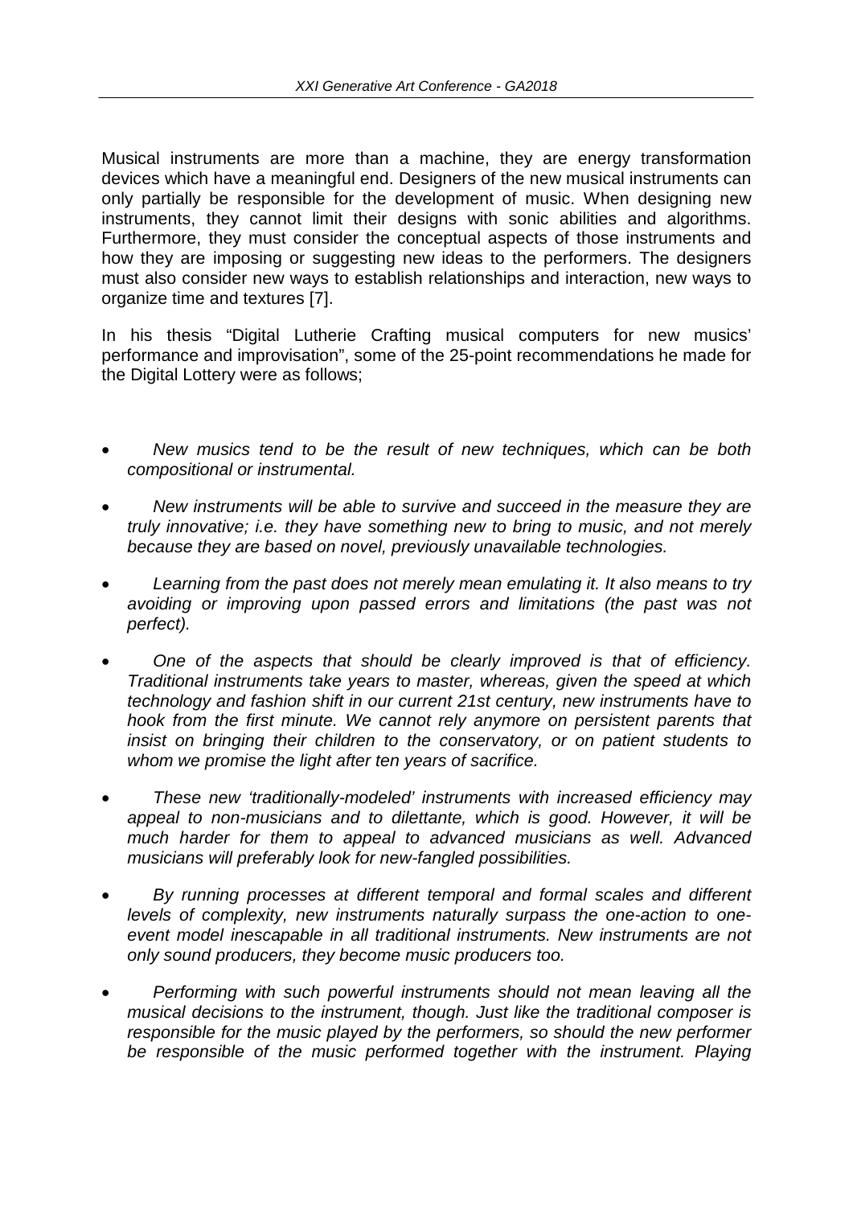Musical instruments are more than a machine, they are energy transformation devices which have a meaningful end. Designers of the new musical instruments can only partially be responsible for the development of music. When designing new instruments, they cannot limit their designs with sonic abilities and algorithms. Furthermore, they must consider the conceptual aspects of those instruments and how they are imposing or suggesting new ideas to the performers. The designers must also consider new ways to establish relationships and interaction, new ways to organize time and textures [7].

In his thesis "Digital Lutherie Crafting musical computers for new musics' performance and improvisation", some of the 25-point recommendations he made for the Digital Lottery were as follows;

- *New musics tend to be the result of new techniques, which can be both compositional or instrumental.*
- *New instruments will be able to survive and succeed in the measure they are truly innovative; i.e. they have something new to bring to music, and not merely because they are based on novel, previously unavailable technologies.*
- *Learning from the past does not merely mean emulating it. It also means to try avoiding or improving upon passed errors and limitations (the past was not perfect).*
- *One of the aspects that should be clearly improved is that of efficiency. Traditional instruments take years to master, whereas, given the speed at which technology and fashion shift in our current 21st century, new instruments have to hook from the first minute. We cannot rely anymore on persistent parents that insist on bringing their children to the conservatory, or on patient students to whom we promise the light after ten years of sacrifice.*
- *These new 'traditionally-modeled' instruments with increased efficiency may appeal to non-musicians and to dilettante, which is good. However, it will be much harder for them to appeal to advanced musicians as well. Advanced musicians will preferably look for new-fangled possibilities.*
- *By running processes at different temporal and formal scales and different levels of complexity, new instruments naturally surpass the one-action to one-event model inescapable in all traditional instruments. New instruments are not only sound producers, they become music producers too.*
- *Performing with such powerful instruments should not mean leaving all the musical decisions to the instrument, though. Just like the traditional composer is responsible for the music played by the performers, so should the new performer be responsible of the music performed together with the instrument. Playing*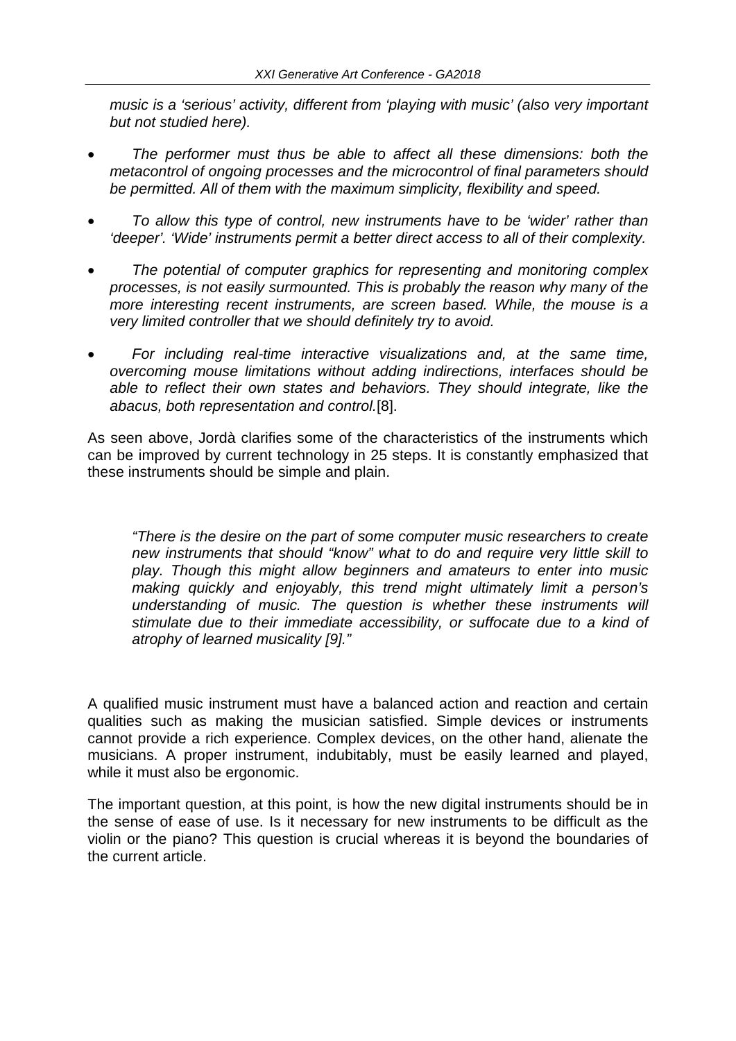*music is a 'serious' activity, different from 'playing with music' (also very important but not studied here).*

- *The performer must thus be able to affect all these dimensions: both the metacontrol of ongoing processes and the microcontrol of final parameters should be permitted. All of them with the maximum simplicity, flexibility and speed.*
- *To allow this type of control, new instruments have to be 'wider' rather than 'deeper'. 'Wide' instruments permit a better direct access to all of their complexity.*
- *The potential of computer graphics for representing and monitoring complex processes, is not easily surmounted. This is probably the reason why many of the more interesting recent instruments, are screen based. While, the mouse is a very limited controller that we should definitely try to avoid.*
- *For including real-time interactive visualizations and, at the same time, overcoming mouse limitations without adding indirections, interfaces should be able to reflect their own states and behaviors. They should integrate, like the abacus, both representation and control.*[8].

As seen above, Jordà clarifies some of the characteristics of the instruments which can be improved by current technology in 25 steps. It is constantly emphasized that these instruments should be simple and plain.

> *"There is the desire on the part of some computer music researchers to create new instruments that should "know" what to do and require very little skill to play. Though this might allow beginners and amateurs to enter into music making quickly and enjoyably, this trend might ultimately limit a person's understanding of music. The question is whether these instruments will stimulate due to their immediate accessibility, or suffocate due to a kind of atrophy of learned musicality [9]."*

A qualified music instrument must have a balanced action and reaction and certain qualities such as making the musician satisfied. Simple devices or instruments cannot provide a rich experience. Complex devices, on the other hand, alienate the musicians. A proper instrument, indubitably, must be easily learned and played, while it must also be ergonomic.

The important question, at this point, is how the new digital instruments should be in the sense of ease of use. Is it necessary for new instruments to be difficult as the violin or the piano? This question is crucial whereas it is beyond the boundaries of the current article.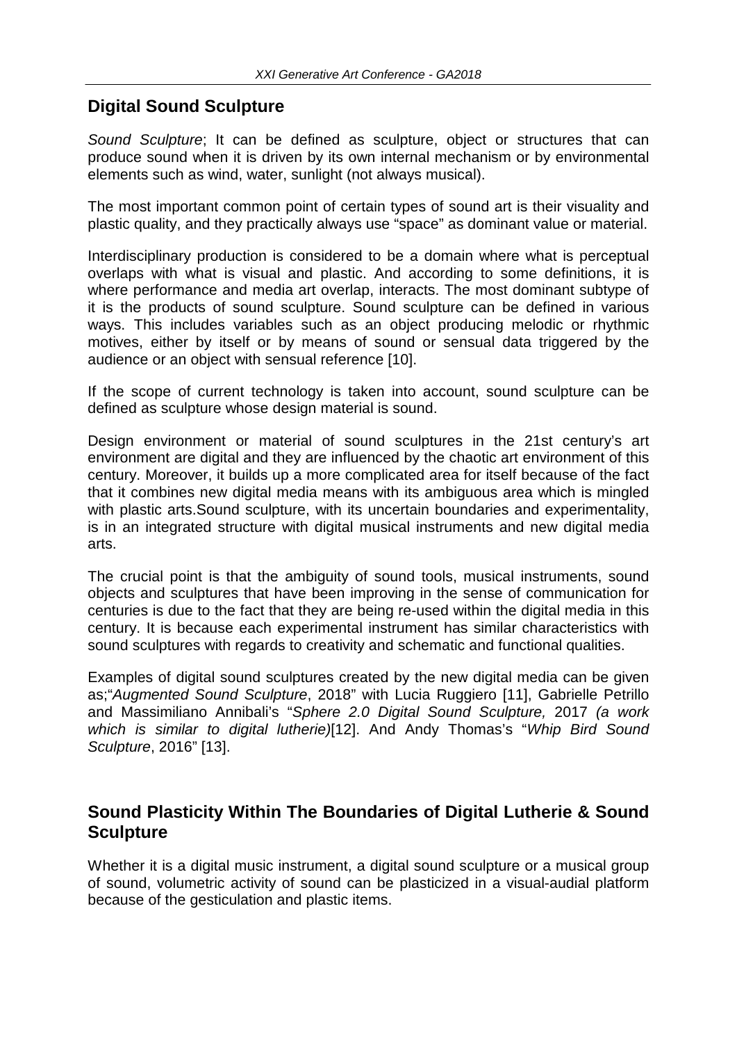## Digital Sound Sculpture

*Sound Sculpture*; It can be defined as sculpture, object or structures that can produce sound when it is driven by its own internal mechanism or by environmental elements such as wind, water, sunlight (not always musical).

The most important common point of certain types of sound art is their visuality and plastic quality, and they practically always use "space" as dominant value or material.

Interdisciplinary production is considered to be a domain where what is perceptual overlaps with what is visual and plastic. And according to some definitions, it is where performance and media art overlap, interacts. The most dominant subtype of it is the products of sound sculpture. Sound sculpture can be defined in various ways. This includes variables such as an object producing melodic or rhythmic motives, either by itself or by means of sound or sensual data triggered by the audience or an object with sensual reference [10].

If the scope of current technology is taken into account, sound sculpture can be defined as sculpture whose design material is sound.

Design environment or material of sound sculptures in the 21st century's art environment are digital and they are influenced by the chaotic art environment of this century. Moreover, it builds up a more complicated area for itself because of the fact that it combines new digital media means with its ambiguous area which is mingled with plastic arts.Sound sculpture, with its uncertain boundaries and experimentality, is in an integrated structure with digital musical instruments and new digital media arts.

The crucial point is that the ambiguity of sound tools, musical instruments, sound objects and sculptures that have been improving in the sense of communication for centuries is due to the fact that they are being re-used within the digital media in this century. It is because each experimental instrument has similar characteristics with sound sculptures with regards to creativity and schematic and functional qualities.

Examples of digital sound sculptures created by the new digital media can be given as;"*Augmented Sound Sculpture*, 2018" with Lucia Ruggiero [11], Gabrielle Petrillo and Massimiliano Annibali's "*Sphere 2.0 Digital Sound Sculpture,* 2017 *(a work which is similar to digital lutherie)*[12]. And Andy Thomas's "*Whip Bird Sound Sculpture*, 2016" [13].

## Sound Plasticity Within The Boundaries of Digital Lutherie & Sound Sculpture

Whether it is a digital music instrument, a digital sound sculpture or a musical group of sound, volumetric activity of sound can be plasticized in a visual-audial platform because of the gesticulation and plastic items.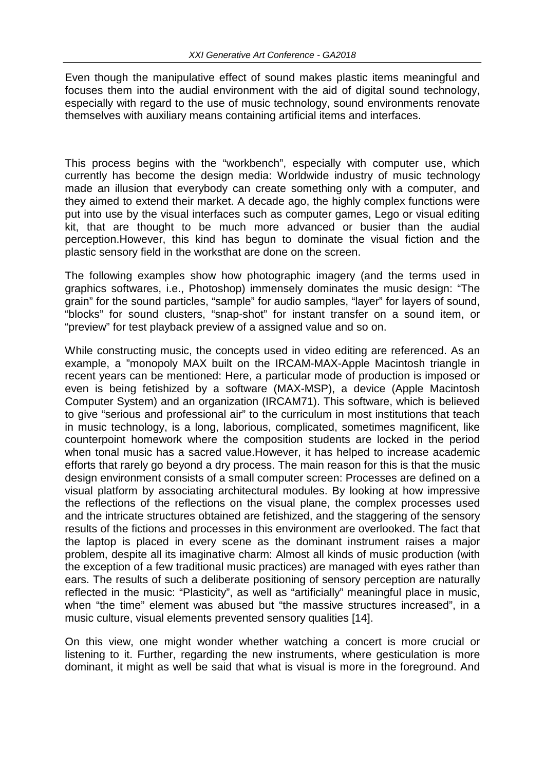Even though the manipulative effect of sound makes plastic items meaningful and focuses them into the audial environment with the aid of digital sound technology, especially with regard to the use of music technology, sound environments renovate themselves with auxiliary means containing artificial items and interfaces.

This process begins with the “workbench”, especially with computer use, which currently has become the design media: Worldwide industry of music technology made an illusion that everybody can create something only with a computer, and they aimed to extend their market. A decade ago, the highly complex functions were put into use by the visual interfaces such as computer games, Lego or visual editing kit, that are thought to be much more advanced or busier than the audial perception.However, this kind has begun to dominate the visual fiction and the plastic sensory field in the worksthat are done on the screen.

The following examples show how photographic imagery (and the terms used in graphics softwares, i.e., Photoshop) immensely dominates the music design: “The grain” for the sound particles, “sample” for audio samples, “layer” for layers of sound, “blocks” for sound clusters, “snap-shot” for instant transfer on a sound item, or “preview” for test playback preview of a assigned value and so on.

While constructing music, the concepts used in video editing are referenced. As an example, a ”monopoly MAX built on the IRCAM-MAX-Apple Macintosh triangle in recent years can be mentioned: Here, a particular mode of production is imposed or even is being fetishized by a software (MAX-MSP), a device (Apple Macintosh Computer System) and an organization (IRCAM71). This software, which is believed to give “serious and professional air” to the curriculum in most institutions that teach in music technology, is a long, laborious, complicated, sometimes magnificent, like counterpoint homework where the composition students are locked in the period when tonal music has a sacred value.However, it has helped to increase academic efforts that rarely go beyond a dry process. The main reason for this is that the music design environment consists of a small computer screen: Processes are defined on a visual platform by associating architectural modules. By looking at how impressive the reflections of the reflections on the visual plane, the complex processes used and the intricate structures obtained are fetishized, and the staggering of the sensory results of the fictions and processes in this environment are overlooked. The fact that the laptop is placed in every scene as the dominant instrument raises a major problem, despite all its imaginative charm: Almost all kinds of music production (with the exception of a few traditional music practices) are managed with eyes rather than ears. The results of such a deliberate positioning of sensory perception are naturally reflected in the music: “Plasticity”, as well as “artificially” meaningful place in music, when “the time” element was abused but “the massive structures increased”, in a music culture, visual elements prevented sensory qualities [14].

On this view, one might wonder whether watching a concert is more crucial or listening to it. Further, regarding the new instruments, where gesticulation is more dominant, it might as well be said that what is visual is more in the foreground. And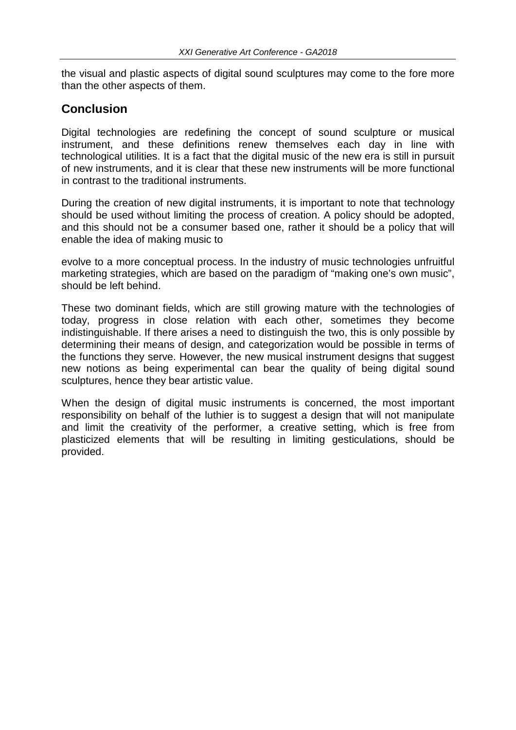the visual and plastic aspects of digital sound sculptures may come to the fore more than the other aspects of them.

## Conclusion

Digital technologies are redefining the concept of sound sculpture or musical instrument, and these definitions renew themselves each day in line with technological utilities. It is a fact that the digital music of the new era is still in pursuit of new instruments, and it is clear that these new instruments will be more functional in contrast to the traditional instruments.

During the creation of new digital instruments, it is important to note that technology should be used without limiting the process of creation. A policy should be adopted, and this should not be a consumer based one, rather it should be a policy that will enable the idea of making music to

evolve to a more conceptual process. In the industry of music technologies unfruitful marketing strategies, which are based on the paradigm of "making one's own music", should be left behind.

These two dominant fields, which are still growing mature with the technologies of today, progress in close relation with each other, sometimes they become indistinguishable. If there arises a need to distinguish the two, this is only possible by determining their means of design, and categorization would be possible in terms of the functions they serve. However, the new musical instrument designs that suggest new notions as being experimental can bear the quality of being digital sound sculptures, hence they bear artistic value.

When the design of digital music instruments is concerned, the most important responsibility on behalf of the luthier is to suggest a design that will not manipulate and limit the creativity of the performer, a creative setting, which is free from plasticized elements that will be resulting in limiting gesticulations, should be provided.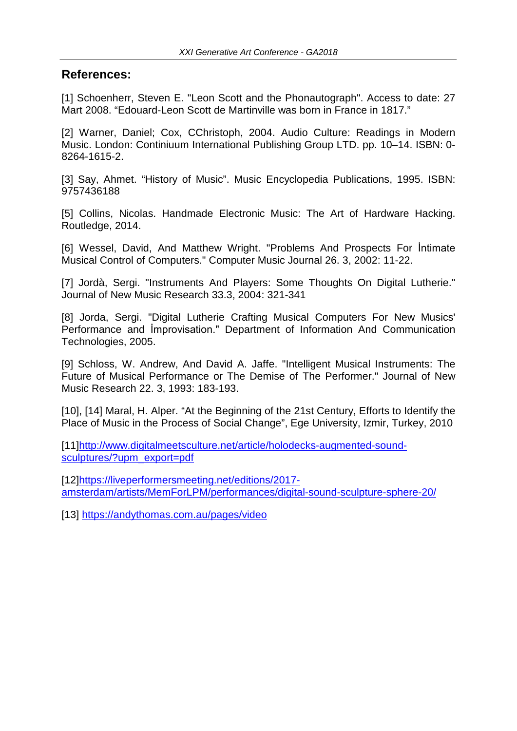## References:

[1] Schoenherr, Steven E. "Leon Scott and the Phonautograph". Access to date: 27 Mart 2008. “Edouard-Leon Scott de Martinville was born in France in 1817.”

[2] Warner, Daniel; Cox, CChristoph, 2004. Audio Culture: Readings in Modern Music. London: Continiuum International Publishing Group LTD. pp. 10–14. ISBN: 0-8264-1615-2.

[3] Say, Ahmet. “History of Music”. Music Encyclopedia Publications, 1995. ISBN: 9757436188

[5] Collins, Nicolas. Handmade Electronic Music: The Art of Hardware Hacking. Routledge, 2014.

[6] Wessel, David, And Matthew Wright. "Problems And Prospects For İntimate Musical Control of Computers." Computer Music Journal 26. 3, 2002: 11-22.

[7] Jordà, Sergi. "Instruments And Players: Some Thoughts On Digital Lutherie." Journal of New Music Research 33.3, 2004: 321-341

[8] Jorda, Sergi. "Digital Lutherie Crafting Musical Computers For New Musics' Performance and İmprovisation." Department of Information And Communication Technologies, 2005.

[9] Schloss, W. Andrew, And David A. Jaffe. "Intelligent Musical Instruments: The Future of Musical Performance or The Demise of The Performer." Journal of New Music Research 22. 3, 1993: 183-193.

[10], [14] Maral, H. Alper. “At the Beginning of the 21st Century, Efforts to Identify the Place of Music in the Process of Social Change”, Ege University, Izmir, Turkey, 2010

[11]http://www.digitalmeetsculture.net/article/holodecks-augmented-sound-sculptures/?upm_export=pdf

[12]https://liveperformersmeeting.net/editions/2017-amsterdam/artists/MemForLPM/performances/digital-sound-sculpture-sphere-20/

[13] https://andythomas.com.au/pages/video